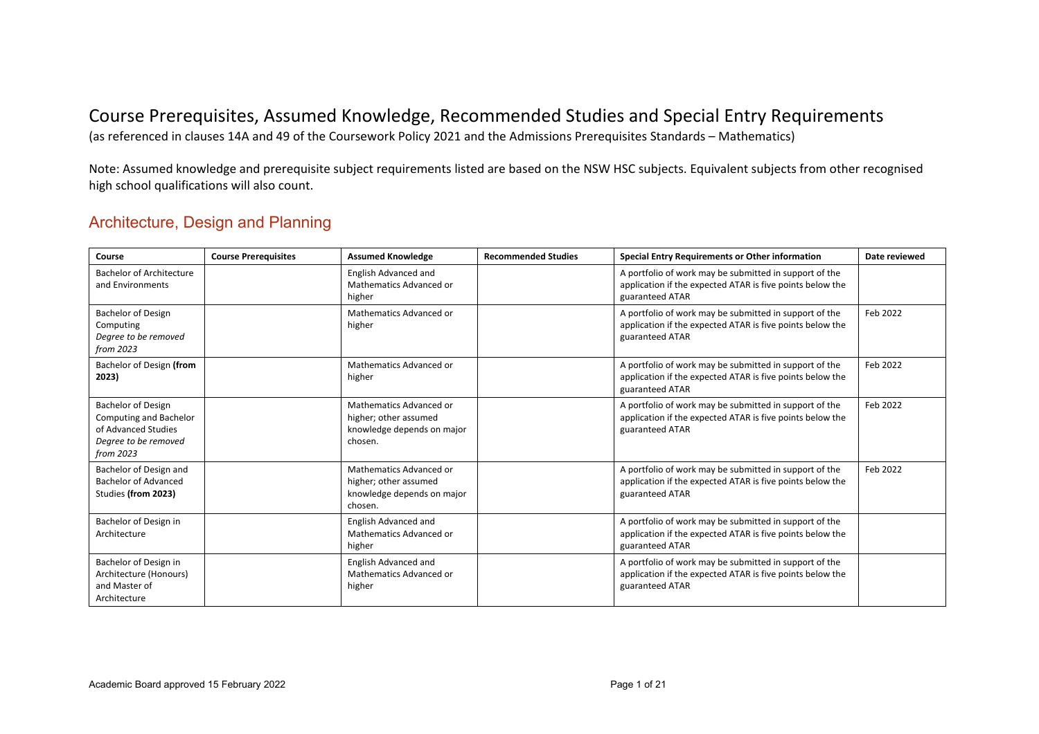# Course Prerequisites, Assumed Knowledge, Recommended Studies and Special Entry Requirements

(as referenced in clauses 14A and 49 of the Coursework Policy 2021 and the Admissions Prerequisites Standards – Mathematics)

Note: Assumed knowledge and prerequisite subject requirements listed are based on the NSW HSC subjects. Equivalent subjects from other recognised high school qualifications will also count.

## Architecture, Design and Planning

| Course | Course Prerequisites | Assumed Knowledge | Recommended Studies | Special Entry Requirements or Other information | Date reviewed |
|---|---|---|---|---|---|
| Bachelor of Architecture and Environments | | English Advanced and Mathematics Advanced or higher | | A portfolio of work may be submitted in support of the application if the expected ATAR is five points below the guaranteed ATAR | |
| Bachelor of Design Computing *Degree to be removed from 2023* | | Mathematics Advanced or higher | | A portfolio of work may be submitted in support of the application if the expected ATAR is five points below the guaranteed ATAR | Feb 2022 |
| Bachelor of Design **(from 2023)** | | Mathematics Advanced or higher | | A portfolio of work may be submitted in support of the application if the expected ATAR is five points below the guaranteed ATAR | Feb 2022 |
| Bachelor of Design Computing and Bachelor of Advanced Studies *Degree to be removed from 2023* | | Mathematics Advanced or higher; other assumed knowledge depends on major chosen. | | A portfolio of work may be submitted in support of the application if the expected ATAR is five points below the guaranteed ATAR | Feb 2022 |
| Bachelor of Design and Bachelor of Advanced Studies **(from 2023)** | | Mathematics Advanced or higher; other assumed knowledge depends on major chosen. | | A portfolio of work may be submitted in support of the application if the expected ATAR is five points below the guaranteed ATAR | Feb 2022 |
| Bachelor of Design in Architecture | | English Advanced and Mathematics Advanced or higher | | A portfolio of work may be submitted in support of the application if the expected ATAR is five points below the guaranteed ATAR | |
| Bachelor of Design in Architecture (Honours) and Master of Architecture | | English Advanced and Mathematics Advanced or higher | | A portfolio of work may be submitted in support of the application if the expected ATAR is five points below the guaranteed ATAR | |

Academic Board approved 15 February 2022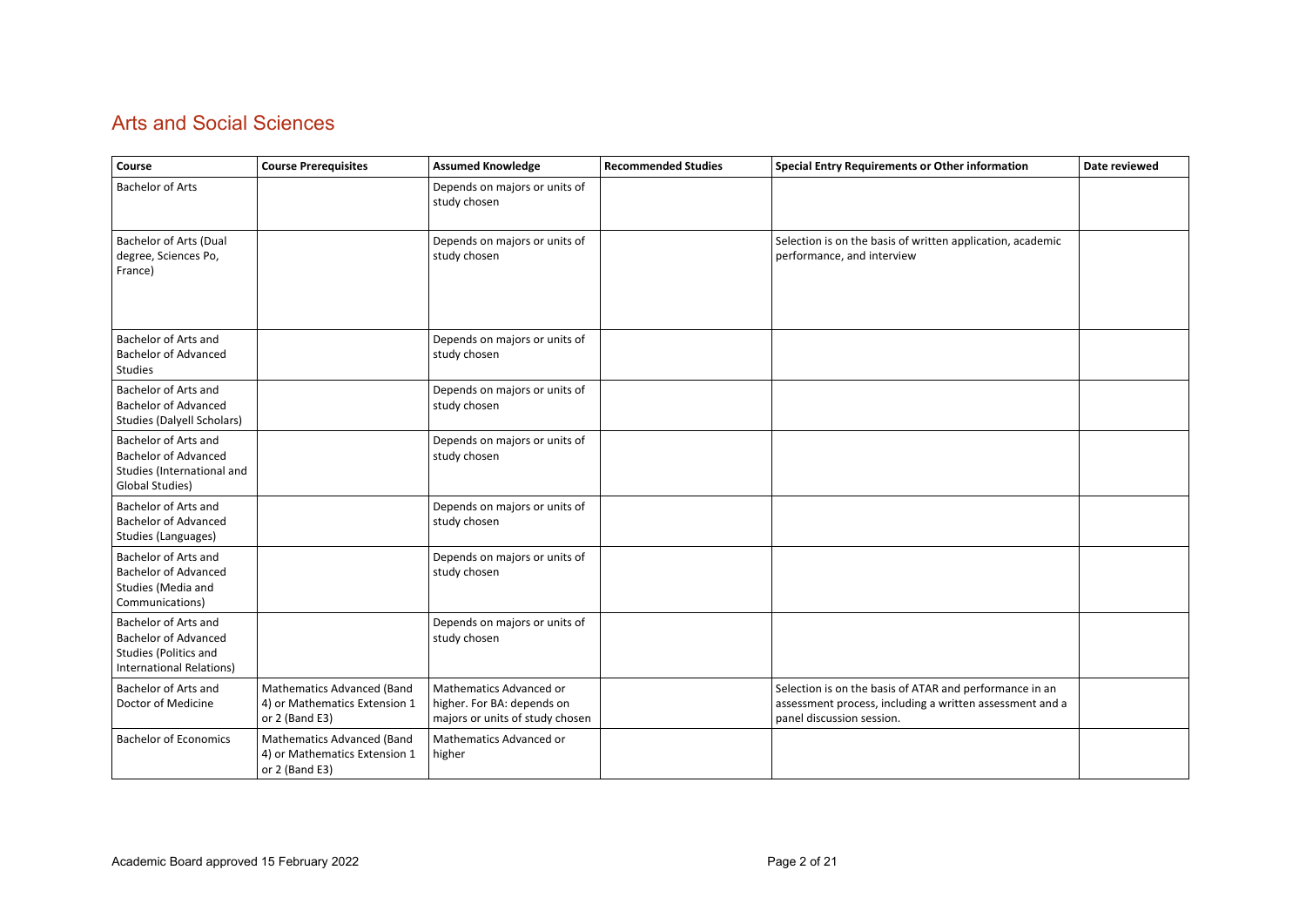## Arts and Social Sciences

| Course | Course Prerequisites | Assumed Knowledge | Recommended Studies | Special Entry Requirements or Other information | Date reviewed |
|---|---|---|---|---|---|
| Bachelor of Arts | | Depends on majors or units of study chosen | | | |
| Bachelor of Arts (Dual degree, Sciences Po, France) | | Depends on majors or units of study chosen | | Selection is on the basis of written application, academic performance, and interview | |
| Bachelor of Arts and Bachelor of Advanced Studies | | Depends on majors or units of study chosen | | | |
| Bachelor of Arts and Bachelor of Advanced Studies (Dalyell Scholars) | | Depends on majors or units of study chosen | | | |
| Bachelor of Arts and Bachelor of Advanced Studies (International and Global Studies) | | Depends on majors or units of study chosen | | | |
| Bachelor of Arts and Bachelor of Advanced Studies (Languages) | | Depends on majors or units of study chosen | | | |
| Bachelor of Arts and Bachelor of Advanced Studies (Media and Communications) | | Depends on majors or units of study chosen | | | |
| Bachelor of Arts and Bachelor of Advanced Studies (Politics and International Relations) | | Depends on majors or units of study chosen | | | |
| Bachelor of Arts and Doctor of Medicine | Mathematics Advanced (Band 4) or Mathematics Extension 1 or 2 (Band E3) | Mathematics Advanced or higher. For BA: depends on majors or units of study chosen | | Selection is on the basis of ATAR and performance in an assessment process, including a written assessment and a panel discussion session. | |
| Bachelor of Economics | Mathematics Advanced (Band 4) or Mathematics Extension 1 or 2 (Band E3) | Mathematics Advanced or higher | | | |

Academic Board approved 15 February 2022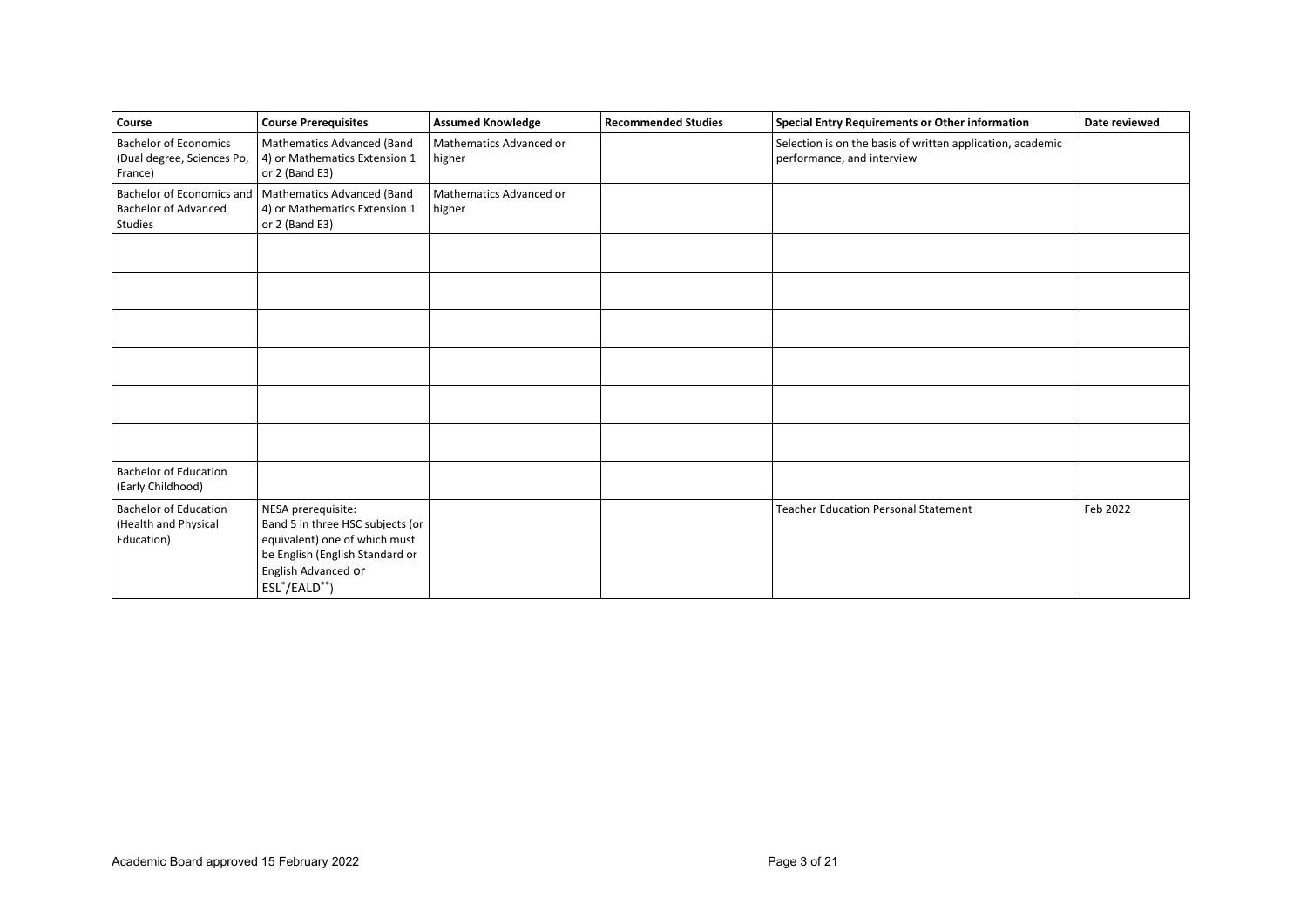| Course | Course Prerequisites | Assumed Knowledge | Recommended Studies | Special Entry Requirements or Other information | Date reviewed |
|---|---|---|---|---|---|
| Bachelor of Economics (Dual degree, Sciences Po, France) | Mathematics Advanced (Band 4) or Mathematics Extension 1 or 2 (Band E3) | Mathematics Advanced or higher | | Selection is on the basis of written application, academic performance, and interview | |
| Bachelor of Economics and Bachelor of Advanced Studies | Mathematics Advanced (Band 4) or Mathematics Extension 1 or 2 (Band E3) | Mathematics Advanced or higher | | | |
| | | | | | |
| | | | | | |
| | | | | | |
| | | | | | |
| | | | | | |
| | | | | | |
| Bachelor of Education (Early Childhood) | | | | | |
| Bachelor of Education (Health and Physical Education) | NESA prerequisite: Band 5 in three HSC subjects (or equivalent) one of which must be English (English Standard or English Advanced or ESL*/EALD**) | | | Teacher Education Personal Statement | Feb 2022 |

Academic Board approved 15 February 2022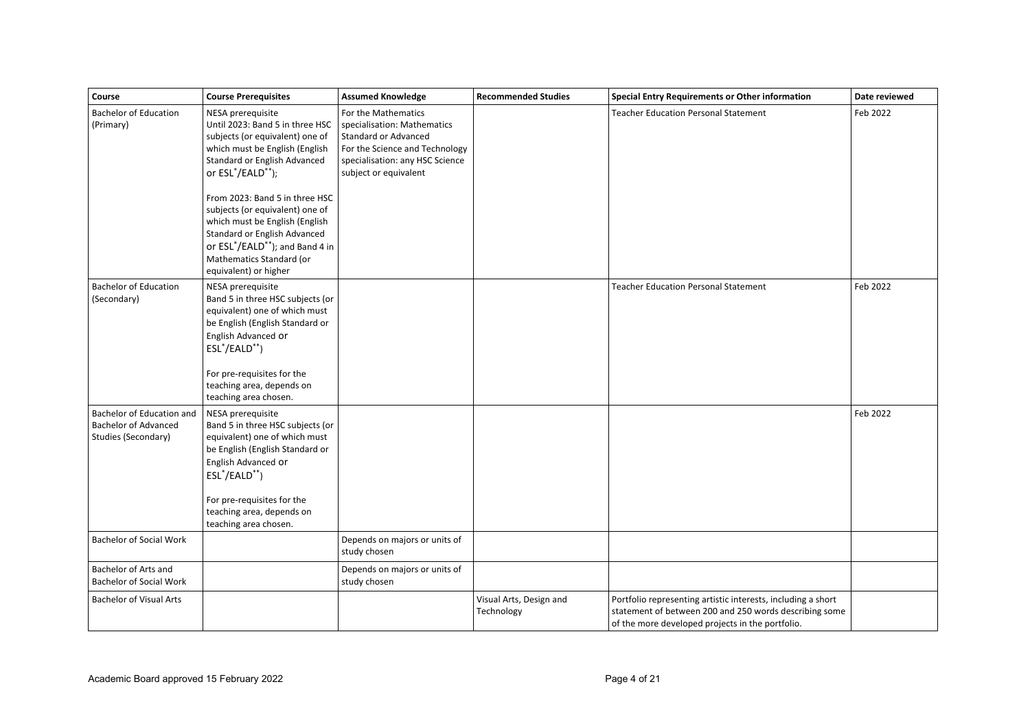| Course | Course Prerequisites | Assumed Knowledge | Recommended Studies | Special Entry Requirements or Other information | Date reviewed |
|---|---|---|---|---|---|
| Bachelor of Education (Primary) | NESA prerequisite<br>Until 2023: Band 5 in three HSC subjects (or equivalent) one of which must be English (English Standard or English Advanced or ESL*/EALD**);<br><br>From 2023: Band 5 in three HSC subjects (or equivalent) one of which must be English (English Standard or English Advanced or ESL*/EALD**); and Band 4 in Mathematics Standard (or equivalent) or higher | For the Mathematics specialisation: Mathematics Standard or Advanced<br>For the Science and Technology specialisation: any HSC Science subject or equivalent | | Teacher Education Personal Statement | Feb 2022 |
| Bachelor of Education (Secondary) | NESA prerequisite<br>Band 5 in three HSC subjects (or equivalent) one of which must be English (English Standard or English Advanced or ESL*/EALD**)<br><br>For pre-requisites for the teaching area, depends on teaching area chosen. | | | Teacher Education Personal Statement | Feb 2022 |
| Bachelor of Education and Bachelor of Advanced Studies (Secondary) | NESA prerequisite<br>Band 5 in three HSC subjects (or equivalent) one of which must be English (English Standard or English Advanced or ESL*/EALD**)<br><br>For pre-requisites for the teaching area, depends on teaching area chosen. | | | | Feb 2022 |
| Bachelor of Social Work | | Depends on majors or units of study chosen | | | |
| Bachelor of Arts and Bachelor of Social Work | | Depends on majors or units of study chosen | | | |
| Bachelor of Visual Arts | | | Visual Arts, Design and Technology | Portfolio representing artistic interests, including a short statement of between 200 and 250 words describing some of the more developed projects in the portfolio. | |

Academic Board approved 15 February 2022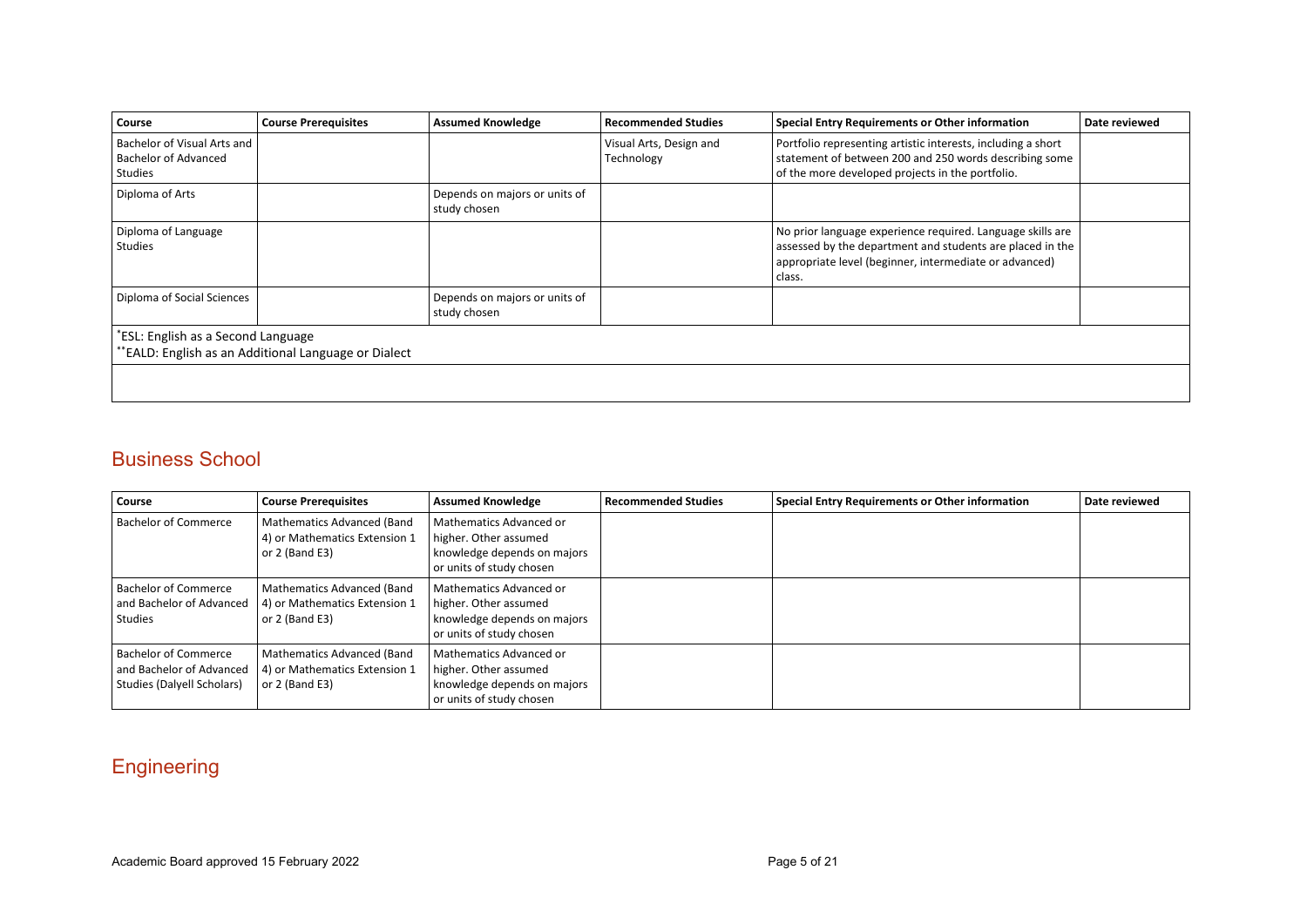| Course | Course Prerequisites | Assumed Knowledge | Recommended Studies | Special Entry Requirements or Other information | Date reviewed |
|---|---|---|---|---|---|
| Bachelor of Visual Arts and Bachelor of Advanced Studies | | | Visual Arts, Design and Technology | Portfolio representing artistic interests, including a short statement of between 200 and 250 words describing some of the more developed projects in the portfolio. | |
| Diploma of Arts | | Depends on majors or units of study chosen | | | |
| Diploma of Language Studies | | | | No prior language experience required. Language skills are assessed by the department and students are placed in the appropriate level (beginner, intermediate or advanced) class. | |
| Diploma of Social Sciences | | Depends on majors or units of study chosen | | | |
| *ESL: English as a Second Language<br>**EALD: English as an Additional Language or Dialect | | | | | |
| | | | | | |

## Business School

| Course | Course Prerequisites | Assumed Knowledge | Recommended Studies | Special Entry Requirements or Other information | Date reviewed |
|---|---|---|---|---|---|
| Bachelor of Commerce | Mathematics Advanced (Band 4) or Mathematics Extension 1 or 2 (Band E3) | Mathematics Advanced or higher. Other assumed knowledge depends on majors or units of study chosen | | | |
| Bachelor of Commerce and Bachelor of Advanced Studies | Mathematics Advanced (Band 4) or Mathematics Extension 1 or 2 (Band E3) | Mathematics Advanced or higher. Other assumed knowledge depends on majors or units of study chosen | | | |
| Bachelor of Commerce and Bachelor of Advanced Studies (Dalyell Scholars) | Mathematics Advanced (Band 4) or Mathematics Extension 1 or 2 (Band E3) | Mathematics Advanced or higher. Other assumed knowledge depends on majors or units of study chosen | | | |

## Engineering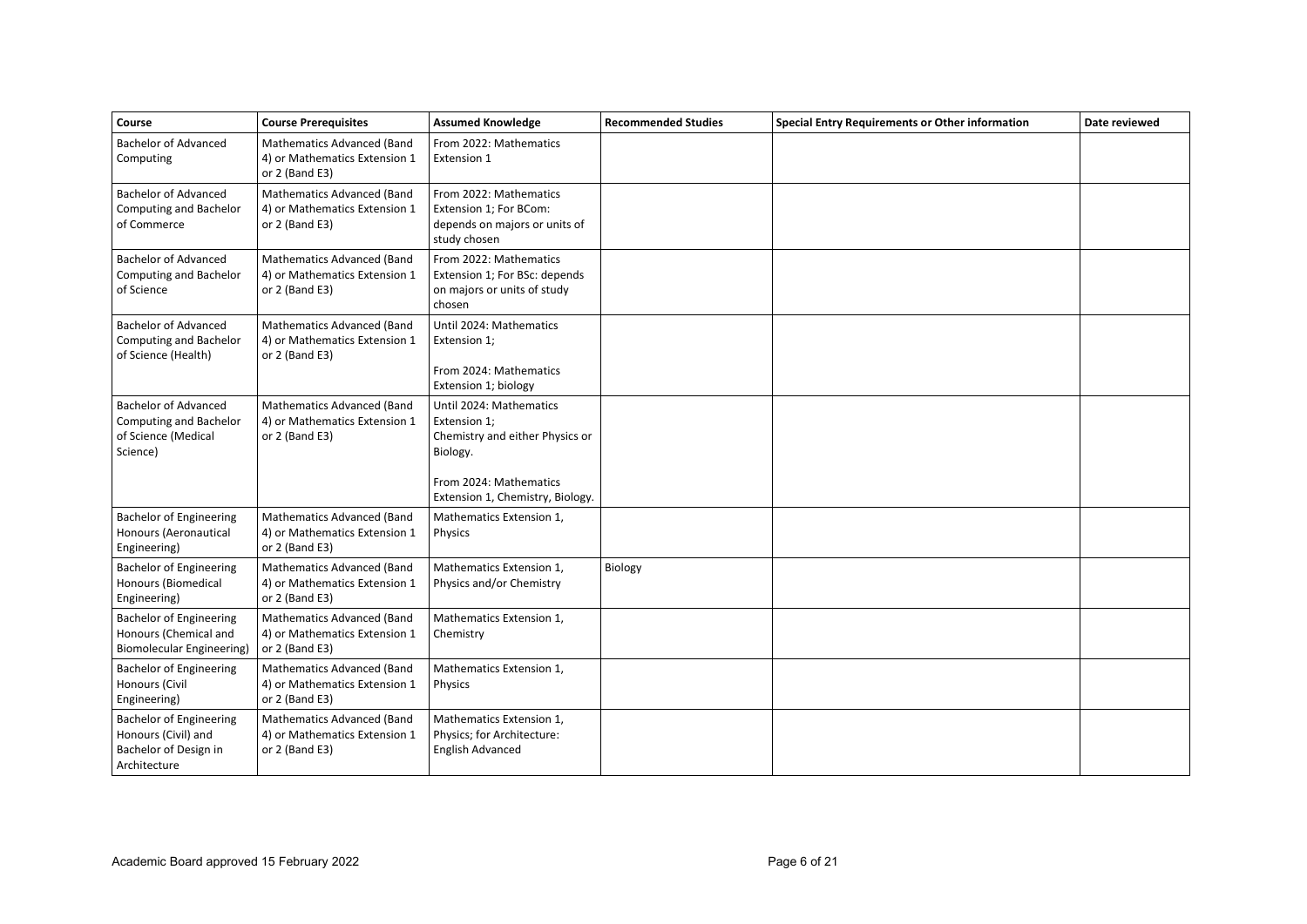| Course | Course Prerequisites | Assumed Knowledge | Recommended Studies | Special Entry Requirements or Other information | Date reviewed |
|---|---|---|---|---|---|
| Bachelor of Advanced Computing | Mathematics Advanced (Band 4) or Mathematics Extension 1 or 2 (Band E3) | From 2022: Mathematics Extension 1 | | | |
| Bachelor of Advanced Computing and Bachelor of Commerce | Mathematics Advanced (Band 4) or Mathematics Extension 1 or 2 (Band E3) | From 2022: Mathematics Extension 1; For BCom: depends on majors or units of study chosen | | | |
| Bachelor of Advanced Computing and Bachelor of Science | Mathematics Advanced (Band 4) or Mathematics Extension 1 or 2 (Band E3) | From 2022: Mathematics Extension 1; For BSc: depends on majors or units of study chosen | | | |
| Bachelor of Advanced Computing and Bachelor of Science (Health) | Mathematics Advanced (Band 4) or Mathematics Extension 1 or 2 (Band E3) | Until 2024: Mathematics Extension 1;<br><br>From 2024: Mathematics Extension 1; biology | | | |
| Bachelor of Advanced Computing and Bachelor of Science (Medical Science) | Mathematics Advanced (Band 4) or Mathematics Extension 1 or 2 (Band E3) | Until 2024: Mathematics Extension 1;<br>Chemistry and either Physics or Biology.<br><br>From 2024: Mathematics Extension 1, Chemistry, Biology. | | | |
| Bachelor of Engineering Honours (Aeronautical Engineering) | Mathematics Advanced (Band 4) or Mathematics Extension 1 or 2 (Band E3) | Mathematics Extension 1, Physics | | | |
| Bachelor of Engineering Honours (Biomedical Engineering) | Mathematics Advanced (Band 4) or Mathematics Extension 1 or 2 (Band E3) | Mathematics Extension 1, Physics and/or Chemistry | Biology | | |
| Bachelor of Engineering Honours (Chemical and Biomolecular Engineering) | Mathematics Advanced (Band 4) or Mathematics Extension 1 or 2 (Band E3) | Mathematics Extension 1, Chemistry | | | |
| Bachelor of Engineering Honours (Civil Engineering) | Mathematics Advanced (Band 4) or Mathematics Extension 1 or 2 (Band E3) | Mathematics Extension 1, Physics | | | |
| Bachelor of Engineering Honours (Civil) and Bachelor of Design in Architecture | Mathematics Advanced (Band 4) or Mathematics Extension 1 or 2 (Band E3) | Mathematics Extension 1, Physics; for Architecture: English Advanced | | | |

Academic Board approved 15 February 2022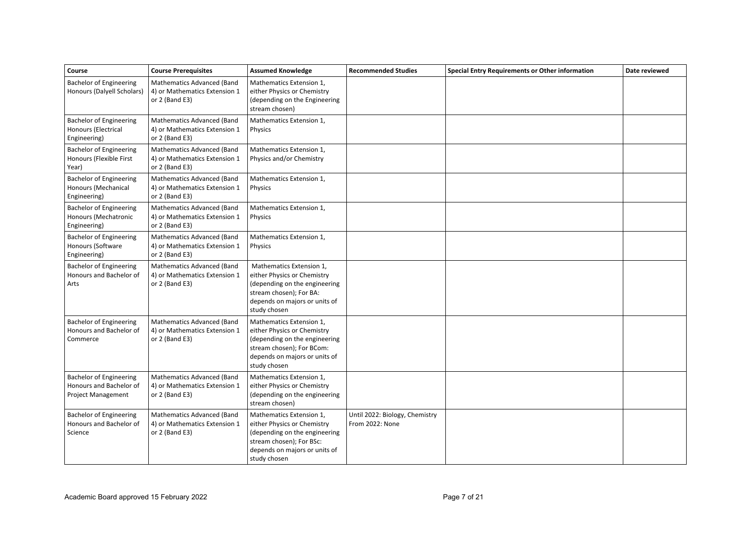| Course | Course Prerequisites | Assumed Knowledge | Recommended Studies | Special Entry Requirements or Other information | Date reviewed |
|---|---|---|---|---|---|
| Bachelor of Engineering Honours (Dalyell Scholars) | Mathematics Advanced (Band 4) or Mathematics Extension 1 or 2 (Band E3) | Mathematics Extension 1, either Physics or Chemistry (depending on the Engineering stream chosen) | | | |
| Bachelor of Engineering Honours (Electrical Engineering) | Mathematics Advanced (Band 4) or Mathematics Extension 1 or 2 (Band E3) | Mathematics Extension 1, Physics | | | |
| Bachelor of Engineering Honours (Flexible First Year) | Mathematics Advanced (Band 4) or Mathematics Extension 1 or 2 (Band E3) | Mathematics Extension 1, Physics and/or Chemistry | | | |
| Bachelor of Engineering Honours (Mechanical Engineering) | Mathematics Advanced (Band 4) or Mathematics Extension 1 or 2 (Band E3) | Mathematics Extension 1, Physics | | | |
| Bachelor of Engineering Honours (Mechatronic Engineering) | Mathematics Advanced (Band 4) or Mathematics Extension 1 or 2 (Band E3) | Mathematics Extension 1, Physics | | | |
| Bachelor of Engineering Honours (Software Engineering) | Mathematics Advanced (Band 4) or Mathematics Extension 1 or 2 (Band E3) | Mathematics Extension 1, Physics | | | |
| Bachelor of Engineering Honours and Bachelor of Arts | Mathematics Advanced (Band 4) or Mathematics Extension 1 or 2 (Band E3) | Mathematics Extension 1, either Physics or Chemistry (depending on the engineering stream chosen); For BA: depends on majors or units of study chosen | | | |
| Bachelor of Engineering Honours and Bachelor of Commerce | Mathematics Advanced (Band 4) or Mathematics Extension 1 or 2 (Band E3) | Mathematics Extension 1, either Physics or Chemistry (depending on the engineering stream chosen); For BCom: depends on majors or units of study chosen | | | |
| Bachelor of Engineering Honours and Bachelor of Project Management | Mathematics Advanced (Band 4) or Mathematics Extension 1 or 2 (Band E3) | Mathematics Extension 1, either Physics or Chemistry (depending on the engineering stream chosen) | | | |
| Bachelor of Engineering Honours and Bachelor of Science | Mathematics Advanced (Band 4) or Mathematics Extension 1 or 2 (Band E3) | Mathematics Extension 1, either Physics or Chemistry (depending on the engineering stream chosen); For BSc: depends on majors or units of study chosen | Until 2022: Biology, Chemistry<br>From 2022: None | | |

Academic Board approved 15 February 2022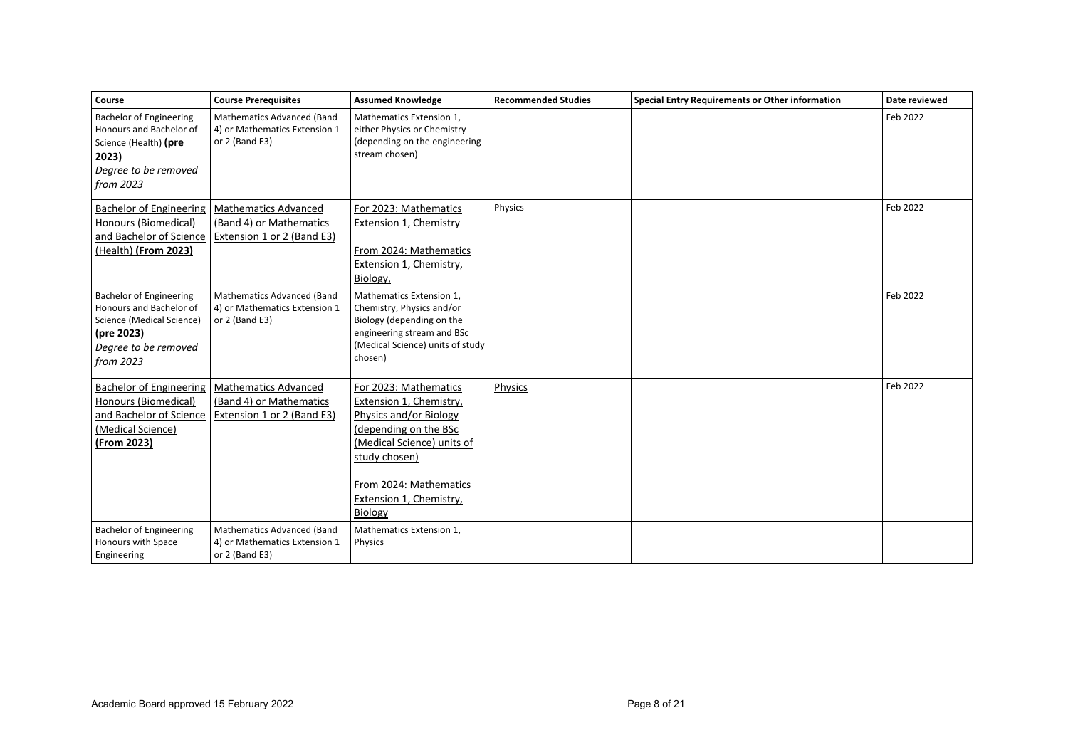| Course | Course Prerequisites | Assumed Knowledge | Recommended Studies | Special Entry Requirements or Other information | Date reviewed |
|---|---|---|---|---|---|
| Bachelor of Engineering Honours and Bachelor of Science (Health) **(pre 2023)** *Degree to be removed from 2023* | Mathematics Advanced (Band 4) or Mathematics Extension 1 or 2 (Band E3) | Mathematics Extension 1, either Physics or Chemistry (depending on the engineering stream chosen) | | | Feb 2022 |
| Bachelor of Engineering Honours (Biomedical) and Bachelor of Science (Health) **(From 2023)** | Mathematics Advanced (Band 4) or Mathematics Extension 1 or 2 (Band E3) | For 2023: Mathematics Extension 1, Chemistry<br><br>From 2024: Mathematics Extension 1, Chemistry, Biology, | Physics | | Feb 2022 |
| Bachelor of Engineering Honours and Bachelor of Science (Medical Science) **(pre 2023)** *Degree to be removed from 2023* | Mathematics Advanced (Band 4) or Mathematics Extension 1 or 2 (Band E3) | Mathematics Extension 1, Chemistry, Physics and/or Biology (depending on the engineering stream and BSc (Medical Science) units of study chosen) | | | Feb 2022 |
| Bachelor of Engineering Honours (Biomedical) and Bachelor of Science (Medical Science) **(From 2023)** | Mathematics Advanced (Band 4) or Mathematics Extension 1 or 2 (Band E3) | For 2023: Mathematics Extension 1, Chemistry, Physics and/or Biology (depending on the BSc (Medical Science) units of study chosen)<br><br>From 2024: Mathematics Extension 1, Chemistry, Biology | Physics | | Feb 2022 |
| Bachelor of Engineering Honours with Space Engineering | Mathematics Advanced (Band 4) or Mathematics Extension 1 or 2 (Band E3) | Mathematics Extension 1, Physics | | | |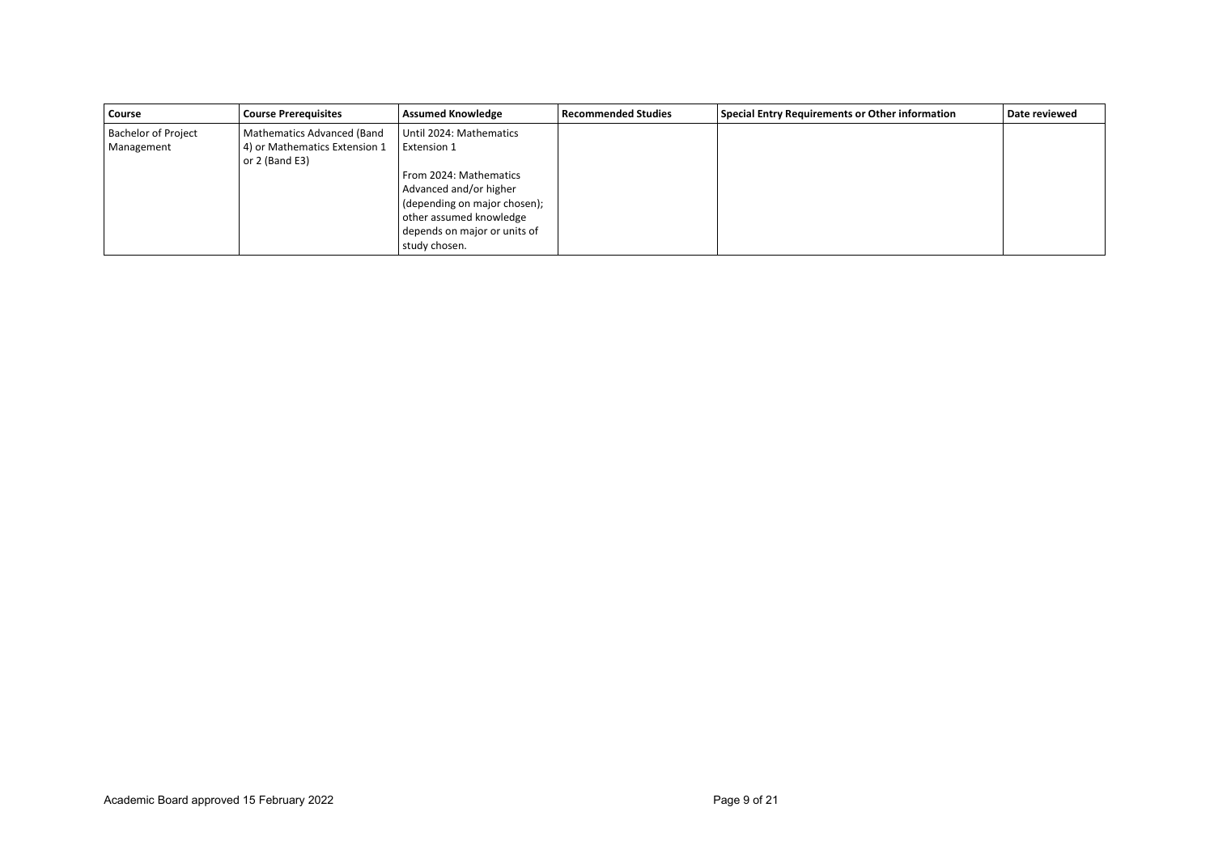| Course | Course Prerequisites | Assumed Knowledge | Recommended Studies | Special Entry Requirements or Other information | Date reviewed |
| --- | --- | --- | --- | --- | --- |
| Bachelor of Project Management | Mathematics Advanced (Band 4) or Mathematics Extension 1 or 2 (Band E3) | Until 2024: Mathematics Extension 1<br><br>From 2024: Mathematics Advanced and/or higher (depending on major chosen); other assumed knowledge depends on major or units of study chosen. | | | |

Academic Board approved 15 February 2022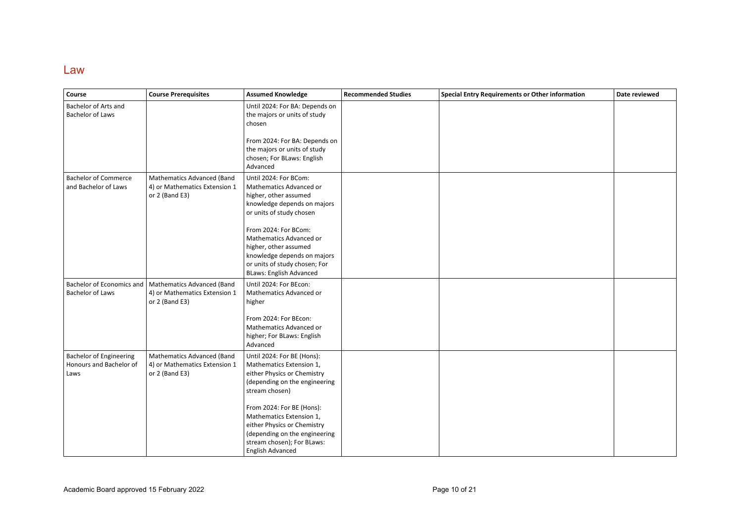## Law

| Course | Course Prerequisites | Assumed Knowledge | Recommended Studies | Special Entry Requirements or Other information | Date reviewed |
|---|---|---|---|---|---|
| Bachelor of Arts and Bachelor of Laws | | Until 2024: For BA: Depends on the majors or units of study chosen<br><br>From 2024: For BA: Depends on the majors or units of study chosen; For BLaws: English Advanced | | | |
| Bachelor of Commerce and Bachelor of Laws | Mathematics Advanced (Band 4) or Mathematics Extension 1 or 2 (Band E3) | Until 2024: For BCom: Mathematics Advanced or higher, other assumed knowledge depends on majors or units of study chosen<br><br>From 2024: For BCom: Mathematics Advanced or higher, other assumed knowledge depends on majors or units of study chosen; For BLaws: English Advanced | | | |
| Bachelor of Economics and Bachelor of Laws | Mathematics Advanced (Band 4) or Mathematics Extension 1 or 2 (Band E3) | Until 2024: For BEcon: Mathematics Advanced or higher<br><br>From 2024: For BEcon: Mathematics Advanced or higher; For BLaws: English Advanced | | | |
| Bachelor of Engineering Honours and Bachelor of Laws | Mathematics Advanced (Band 4) or Mathematics Extension 1 or 2 (Band E3) | Until 2024: For BE (Hons): Mathematics Extension 1, either Physics or Chemistry (depending on the engineering stream chosen)<br><br>From 2024: For BE (Hons): Mathematics Extension 1, either Physics or Chemistry (depending on the engineering stream chosen); For BLaws: English Advanced | | | |

Academic Board approved 15 February 2022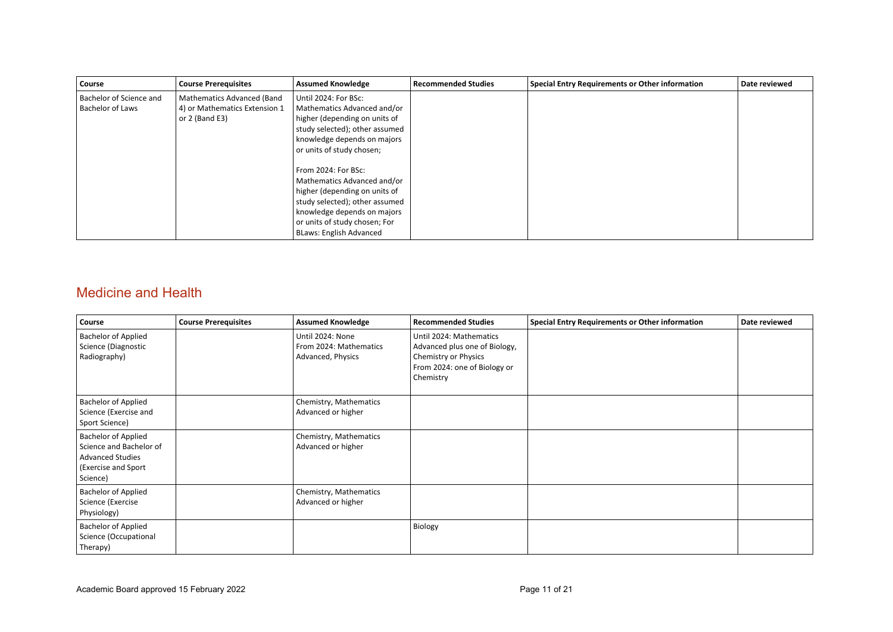| Course | Course Prerequisites | Assumed Knowledge | Recommended Studies | Special Entry Requirements or Other information | Date reviewed |
|---|---|---|---|---|---|
| Bachelor of Science and Bachelor of Laws | Mathematics Advanced (Band 4) or Mathematics Extension 1 or 2 (Band E3) | Until 2024: For BSc: Mathematics Advanced and/or higher (depending on units of study selected); other assumed knowledge depends on majors or units of study chosen;<br><br>From 2024: For BSc: Mathematics Advanced and/or higher (depending on units of study selected); other assumed knowledge depends on majors or units of study chosen; For BLaws: English Advanced | | | |

## Medicine and Health

| Course | Course Prerequisites | Assumed Knowledge | Recommended Studies | Special Entry Requirements or Other information | Date reviewed |
|---|---|---|---|---|---|
| Bachelor of Applied Science (Diagnostic Radiography) | | Until 2024: None<br>From 2024: Mathematics Advanced, Physics | Until 2024: Mathematics Advanced plus one of Biology, Chemistry or Physics<br>From 2024: one of Biology or Chemistry | | |
| Bachelor of Applied Science (Exercise and Sport Science) | | Chemistry, Mathematics Advanced or higher | | | |
| Bachelor of Applied Science and Bachelor of Advanced Studies (Exercise and Sport Science) | | Chemistry, Mathematics Advanced or higher | | | |
| Bachelor of Applied Science (Exercise Physiology) | | Chemistry, Mathematics Advanced or higher | | | |
| Bachelor of Applied Science (Occupational Therapy) | | | Biology | | |

Academic Board approved 15 February 2022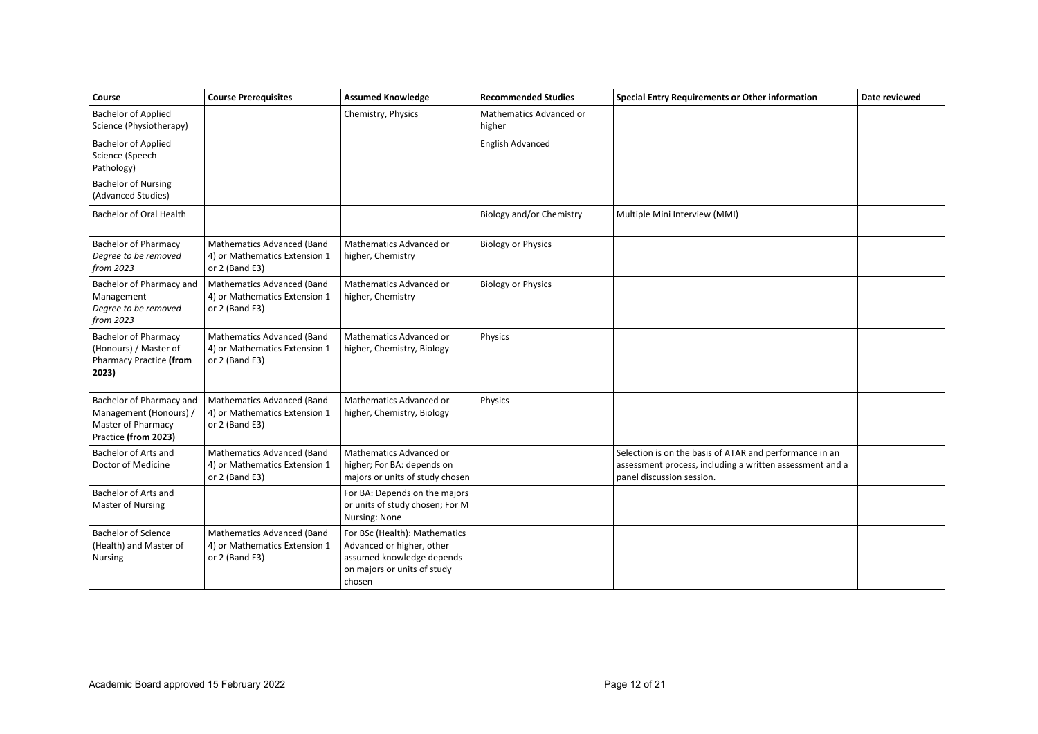| Course | Course Prerequisites | Assumed Knowledge | Recommended Studies | Special Entry Requirements or Other information | Date reviewed |
|---|---|---|---|---|---|
| Bachelor of Applied Science (Physiotherapy) | | Chemistry, Physics | Mathematics Advanced or higher | | |
| Bachelor of Applied Science (Speech Pathology) | | | English Advanced | | |
| Bachelor of Nursing (Advanced Studies) | | | | | |
| Bachelor of Oral Health | | | Biology and/or Chemistry | Multiple Mini Interview (MMI) | |
| Bachelor of Pharmacy *Degree to be removed from 2023* | Mathematics Advanced (Band 4) or Mathematics Extension 1 or 2 (Band E3) | Mathematics Advanced or higher, Chemistry | Biology or Physics | | |
| Bachelor of Pharmacy and Management *Degree to be removed from 2023* | Mathematics Advanced (Band 4) or Mathematics Extension 1 or 2 (Band E3) | Mathematics Advanced or higher, Chemistry | Biology or Physics | | |
| Bachelor of Pharmacy (Honours) / Master of Pharmacy Practice **(from 2023)** | Mathematics Advanced (Band 4) or Mathematics Extension 1 or 2 (Band E3) | Mathematics Advanced or higher, Chemistry, Biology | Physics | | |
| Bachelor of Pharmacy and Management (Honours) / Master of Pharmacy Practice **(from 2023)** | Mathematics Advanced (Band 4) or Mathematics Extension 1 or 2 (Band E3) | Mathematics Advanced or higher, Chemistry, Biology | Physics | | |
| Bachelor of Arts and Doctor of Medicine | Mathematics Advanced (Band 4) or Mathematics Extension 1 or 2 (Band E3) | Mathematics Advanced or higher; For BA: depends on majors or units of study chosen | | Selection is on the basis of ATAR and performance in an assessment process, including a written assessment and a panel discussion session. | |
| Bachelor of Arts and Master of Nursing | | For BA: Depends on the majors or units of study chosen; For M Nursing: None | | | |
| Bachelor of Science (Health) and Master of Nursing | Mathematics Advanced (Band 4) or Mathematics Extension 1 or 2 (Band E3) | For BSc (Health): Mathematics Advanced or higher, other assumed knowledge depends on majors or units of study chosen | | | |

Academic Board approved 15 February 2022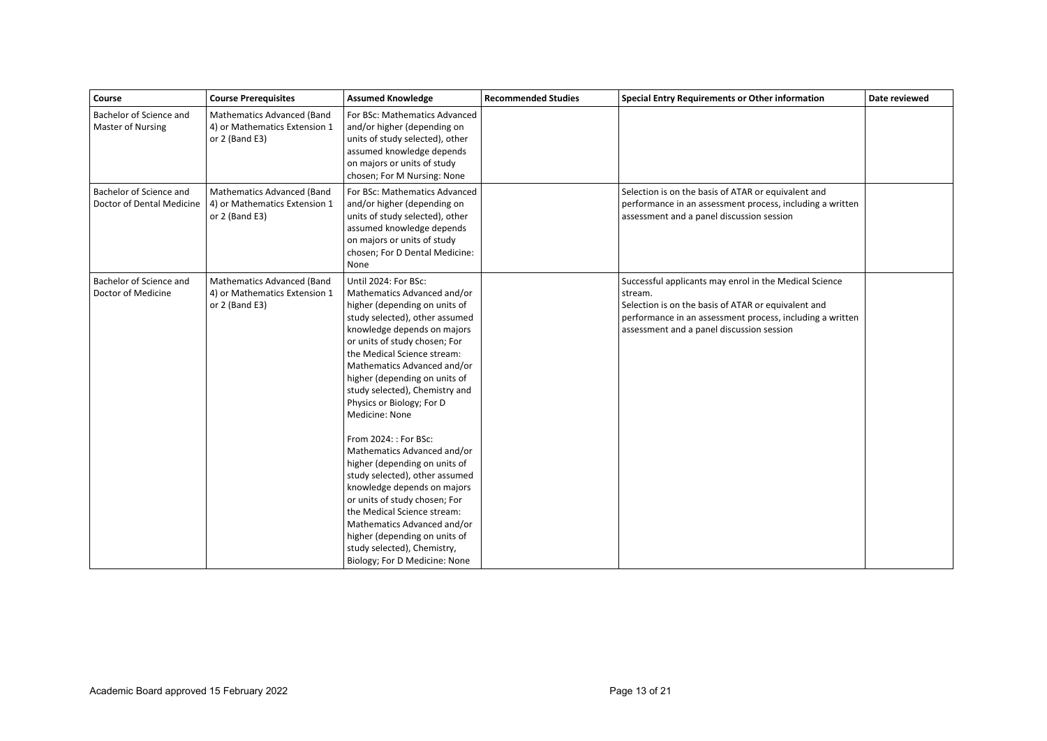| Course | Course Prerequisites | Assumed Knowledge | Recommended Studies | Special Entry Requirements or Other information | Date reviewed |
|---|---|---|---|---|---|
| Bachelor of Science and Master of Nursing | Mathematics Advanced (Band 4) or Mathematics Extension 1 or 2 (Band E3) | For BSc: Mathematics Advanced and/or higher (depending on units of study selected), other assumed knowledge depends on majors or units of study chosen; For M Nursing: None | | | |
| Bachelor of Science and Doctor of Dental Medicine | Mathematics Advanced (Band 4) or Mathematics Extension 1 or 2 (Band E3) | For BSc: Mathematics Advanced and/or higher (depending on units of study selected), other assumed knowledge depends on majors or units of study chosen; For D Dental Medicine: None | | Selection is on the basis of ATAR or equivalent and performance in an assessment process, including a written assessment and a panel discussion session | |
| Bachelor of Science and Doctor of Medicine | Mathematics Advanced (Band 4) or Mathematics Extension 1 or 2 (Band E3) | Until 2024: For BSc: Mathematics Advanced and/or higher (depending on units of study selected), other assumed knowledge depends on majors or units of study chosen; For the Medical Science stream: Mathematics Advanced and/or higher (depending on units of study selected), Chemistry and Physics or Biology; For D Medicine: None<br><br>From 2024: : For BSc: Mathematics Advanced and/or higher (depending on units of study selected), other assumed knowledge depends on majors or units of study chosen; For the Medical Science stream: Mathematics Advanced and/or higher (depending on units of study selected), Chemistry, Biology; For D Medicine: None | | Successful applicants may enrol in the Medical Science stream.<br>Selection is on the basis of ATAR or equivalent and performance in an assessment process, including a written assessment and a panel discussion session | |

Academic Board approved 15 February 2022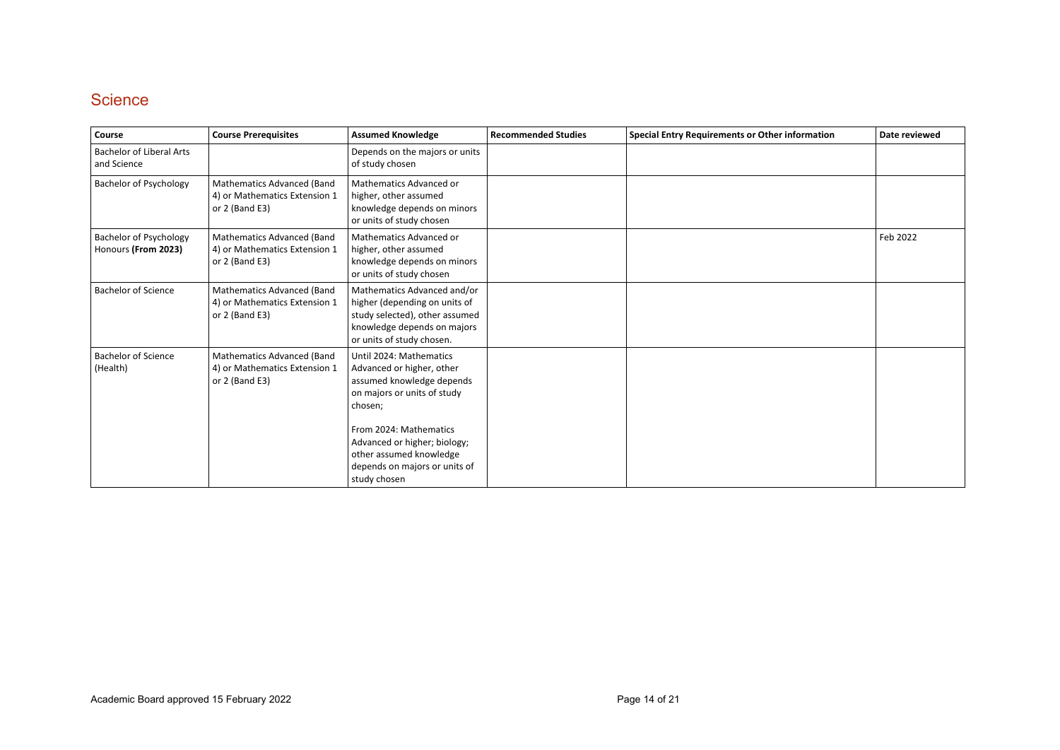## Science

| Course | Course Prerequisites | Assumed Knowledge | Recommended Studies | Special Entry Requirements or Other information | Date reviewed |
|---|---|---|---|---|---|
| Bachelor of Liberal Arts and Science | | Depends on the majors or units of study chosen | | | |
| Bachelor of Psychology | Mathematics Advanced (Band 4) or Mathematics Extension 1 or 2 (Band E3) | Mathematics Advanced or higher, other assumed knowledge depends on minors or units of study chosen | | | |
| Bachelor of Psychology Honours **(From 2023)** | Mathematics Advanced (Band 4) or Mathematics Extension 1 or 2 (Band E3) | Mathematics Advanced or higher, other assumed knowledge depends on minors or units of study chosen | | | Feb 2022 |
| Bachelor of Science | Mathematics Advanced (Band 4) or Mathematics Extension 1 or 2 (Band E3) | Mathematics Advanced and/or higher (depending on units of study selected), other assumed knowledge depends on majors or units of study chosen. | | | |
| Bachelor of Science (Health) | Mathematics Advanced (Band 4) or Mathematics Extension 1 or 2 (Band E3) | Until 2024: Mathematics Advanced or higher, other assumed knowledge depends on majors or units of study chosen;<br><br>From 2024: Mathematics Advanced or higher; biology; other assumed knowledge depends on majors or units of study chosen | | | |

Academic Board approved 15 February 2022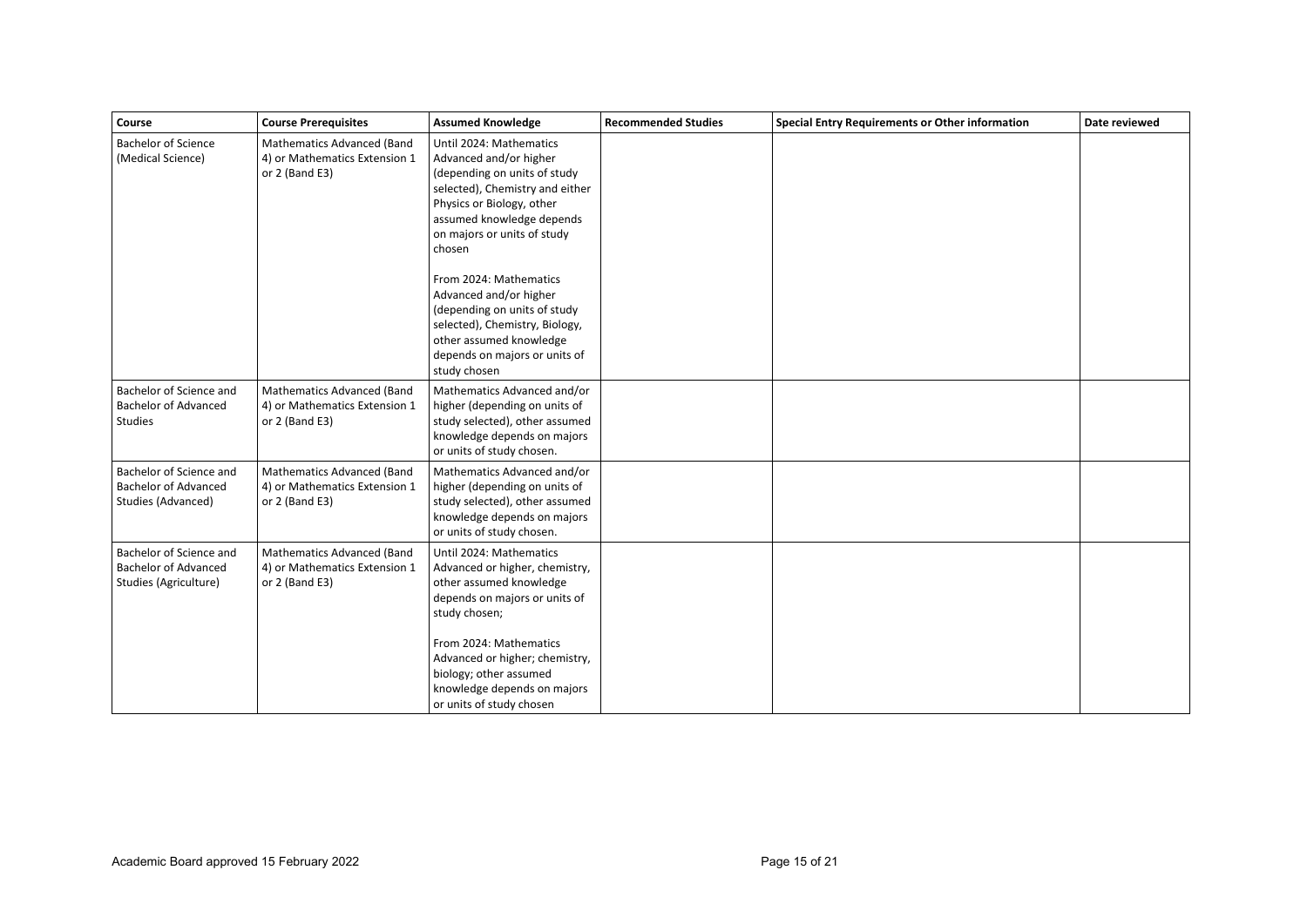| Course | Course Prerequisites | Assumed Knowledge | Recommended Studies | Special Entry Requirements or Other information | Date reviewed |
|---|---|---|---|---|---|
| Bachelor of Science (Medical Science) | Mathematics Advanced (Band 4) or Mathematics Extension 1 or 2 (Band E3) | Until 2024: Mathematics Advanced and/or higher (depending on units of study selected), Chemistry and either Physics or Biology, other assumed knowledge depends on majors or units of study chosen<br><br>From 2024: Mathematics Advanced and/or higher (depending on units of study selected), Chemistry, Biology, other assumed knowledge depends on majors or units of study chosen | | | |
| Bachelor of Science and Bachelor of Advanced Studies | Mathematics Advanced (Band 4) or Mathematics Extension 1 or 2 (Band E3) | Mathematics Advanced and/or higher (depending on units of study selected), other assumed knowledge depends on majors or units of study chosen. | | | |
| Bachelor of Science and Bachelor of Advanced Studies (Advanced) | Mathematics Advanced (Band 4) or Mathematics Extension 1 or 2 (Band E3) | Mathematics Advanced and/or higher (depending on units of study selected), other assumed knowledge depends on majors or units of study chosen. | | | |
| Bachelor of Science and Bachelor of Advanced Studies (Agriculture) | Mathematics Advanced (Band 4) or Mathematics Extension 1 or 2 (Band E3) | Until 2024: Mathematics Advanced or higher, chemistry, other assumed knowledge depends on majors or units of study chosen;<br><br>From 2024: Mathematics Advanced or higher; chemistry, biology; other assumed knowledge depends on majors or units of study chosen | | | |

Academic Board approved 15 February 2022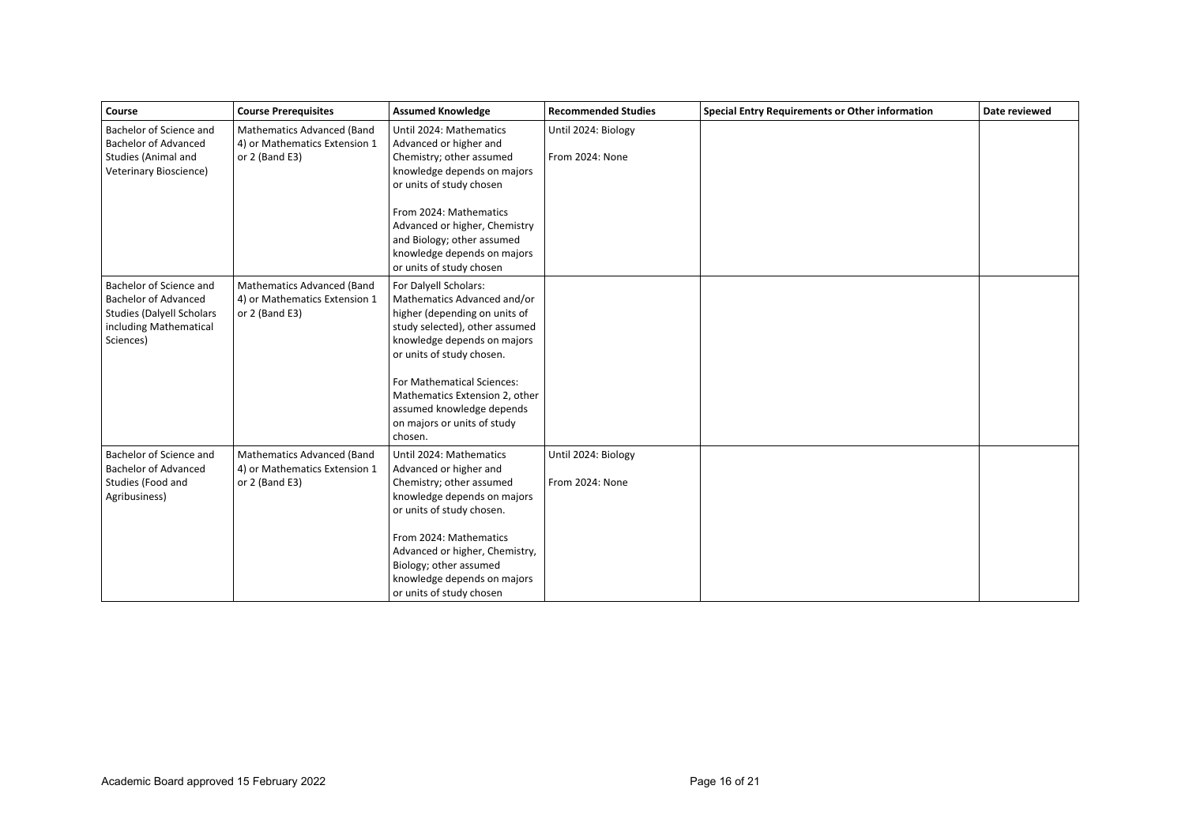| Course | Course Prerequisites | Assumed Knowledge | Recommended Studies | Special Entry Requirements or Other information | Date reviewed |
|---|---|---|---|---|---|
| Bachelor of Science and Bachelor of Advanced Studies (Animal and Veterinary Bioscience) | Mathematics Advanced (Band 4) or Mathematics Extension 1 or 2 (Band E3) | Until 2024: Mathematics Advanced or higher and Chemistry; other assumed knowledge depends on majors or units of study chosen<br><br>From 2024: Mathematics Advanced or higher, Chemistry and Biology; other assumed knowledge depends on majors or units of study chosen | Until 2024: Biology<br><br>From 2024: None | | |
| Bachelor of Science and Bachelor of Advanced Studies (Dalyell Scholars including Mathematical Sciences) | Mathematics Advanced (Band 4) or Mathematics Extension 1 or 2 (Band E3) | For Dalyell Scholars: Mathematics Advanced and/or higher (depending on units of study selected), other assumed knowledge depends on majors or units of study chosen.<br><br>For Mathematical Sciences: Mathematics Extension 2, other assumed knowledge depends on majors or units of study chosen. | | | |
| Bachelor of Science and Bachelor of Advanced Studies (Food and Agribusiness) | Mathematics Advanced (Band 4) or Mathematics Extension 1 or 2 (Band E3) | Until 2024: Mathematics Advanced or higher and Chemistry; other assumed knowledge depends on majors or units of study chosen.<br><br>From 2024: Mathematics Advanced or higher, Chemistry, Biology; other assumed knowledge depends on majors or units of study chosen | Until 2024: Biology<br><br>From 2024: None | | |

Academic Board approved 15 February 2022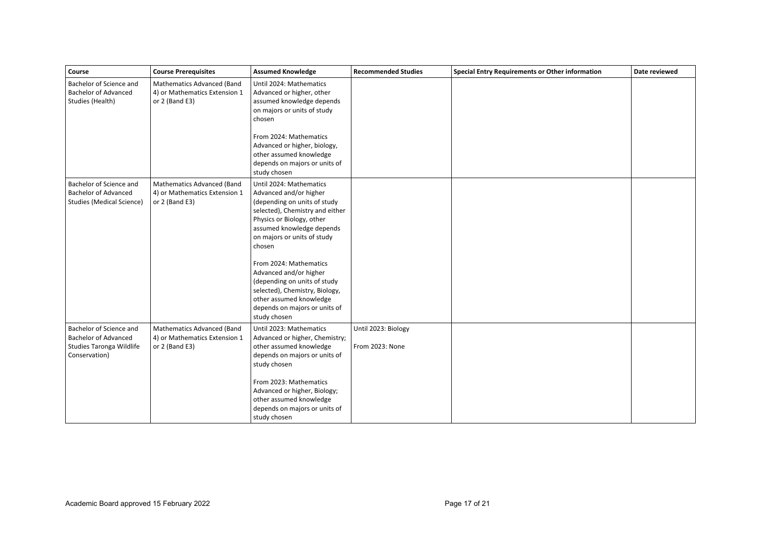| Course | Course Prerequisites | Assumed Knowledge | Recommended Studies | Special Entry Requirements or Other information | Date reviewed |
|---|---|---|---|---|---|
| Bachelor of Science and Bachelor of Advanced Studies (Health) | Mathematics Advanced (Band 4) or Mathematics Extension 1 or 2 (Band E3) | Until 2024: Mathematics Advanced or higher, other assumed knowledge depends on majors or units of study chosen<br><br>From 2024: Mathematics Advanced or higher, biology, other assumed knowledge depends on majors or units of study chosen | | | |
| Bachelor of Science and Bachelor of Advanced Studies (Medical Science) | Mathematics Advanced (Band 4) or Mathematics Extension 1 or 2 (Band E3) | Until 2024: Mathematics Advanced and/or higher (depending on units of study selected), Chemistry and either Physics or Biology, other assumed knowledge depends on majors or units of study chosen<br><br>From 2024: Mathematics Advanced and/or higher (depending on units of study selected), Chemistry, Biology, other assumed knowledge depends on majors or units of study chosen | | | |
| Bachelor of Science and Bachelor of Advanced Studies Taronga Wildlife Conservation) | Mathematics Advanced (Band 4) or Mathematics Extension 1 or 2 (Band E3) | Until 2023: Mathematics Advanced or higher, Chemistry; other assumed knowledge depends on majors or units of study chosen<br><br>From 2023: Mathematics Advanced or higher, Biology; other assumed knowledge depends on majors or units of study chosen | Until 2023: Biology<br><br>From 2023: None | | |

Academic Board approved 15 February 2022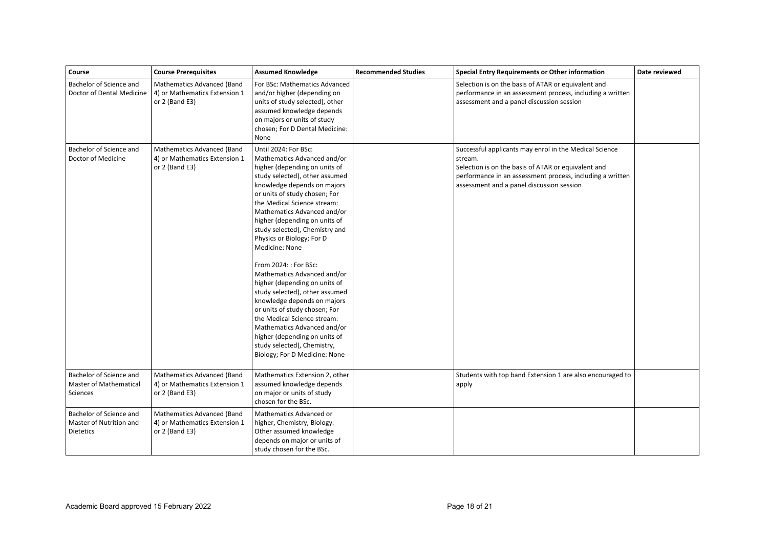| Course | Course Prerequisites | Assumed Knowledge | Recommended Studies | Special Entry Requirements or Other information | Date reviewed |
|---|---|---|---|---|---|
| Bachelor of Science and Doctor of Dental Medicine | Mathematics Advanced (Band 4) or Mathematics Extension 1 or 2 (Band E3) | For BSc: Mathematics Advanced and/or higher (depending on units of study selected), other assumed knowledge depends on majors or units of study chosen; For D Dental Medicine: None | | Selection is on the basis of ATAR or equivalent and performance in an assessment process, including a written assessment and a panel discussion session | |
| Bachelor of Science and Doctor of Medicine | Mathematics Advanced (Band 4) or Mathematics Extension 1 or 2 (Band E3) | Until 2024: For BSc: Mathematics Advanced and/or higher (depending on units of study selected), other assumed knowledge depends on majors or units of study chosen; For the Medical Science stream: Mathematics Advanced and/or higher (depending on units of study selected), Chemistry and Physics or Biology; For D Medicine: None<br><br>From 2024: : For BSc: Mathematics Advanced and/or higher (depending on units of study selected), other assumed knowledge depends on majors or units of study chosen; For the Medical Science stream: Mathematics Advanced and/or higher (depending on units of study selected), Chemistry, Biology; For D Medicine: None | | Successful applicants may enrol in the Medical Science stream.<br>Selection is on the basis of ATAR or equivalent and performance in an assessment process, including a written assessment and a panel discussion session | |
| Bachelor of Science and Master of Mathematical Sciences | Mathematics Advanced (Band 4) or Mathematics Extension 1 or 2 (Band E3) | Mathematics Extension 2, other assumed knowledge depends on major or units of study chosen for the BSc. | | Students with top band Extension 1 are also encouraged to apply | |
| Bachelor of Science and Master of Nutrition and Dietetics | Mathematics Advanced (Band 4) or Mathematics Extension 1 or 2 (Band E3) | Mathematics Advanced or higher, Chemistry, Biology. Other assumed knowledge depends on major or units of study chosen for the BSc. | | | |

Academic Board approved 15 February 2022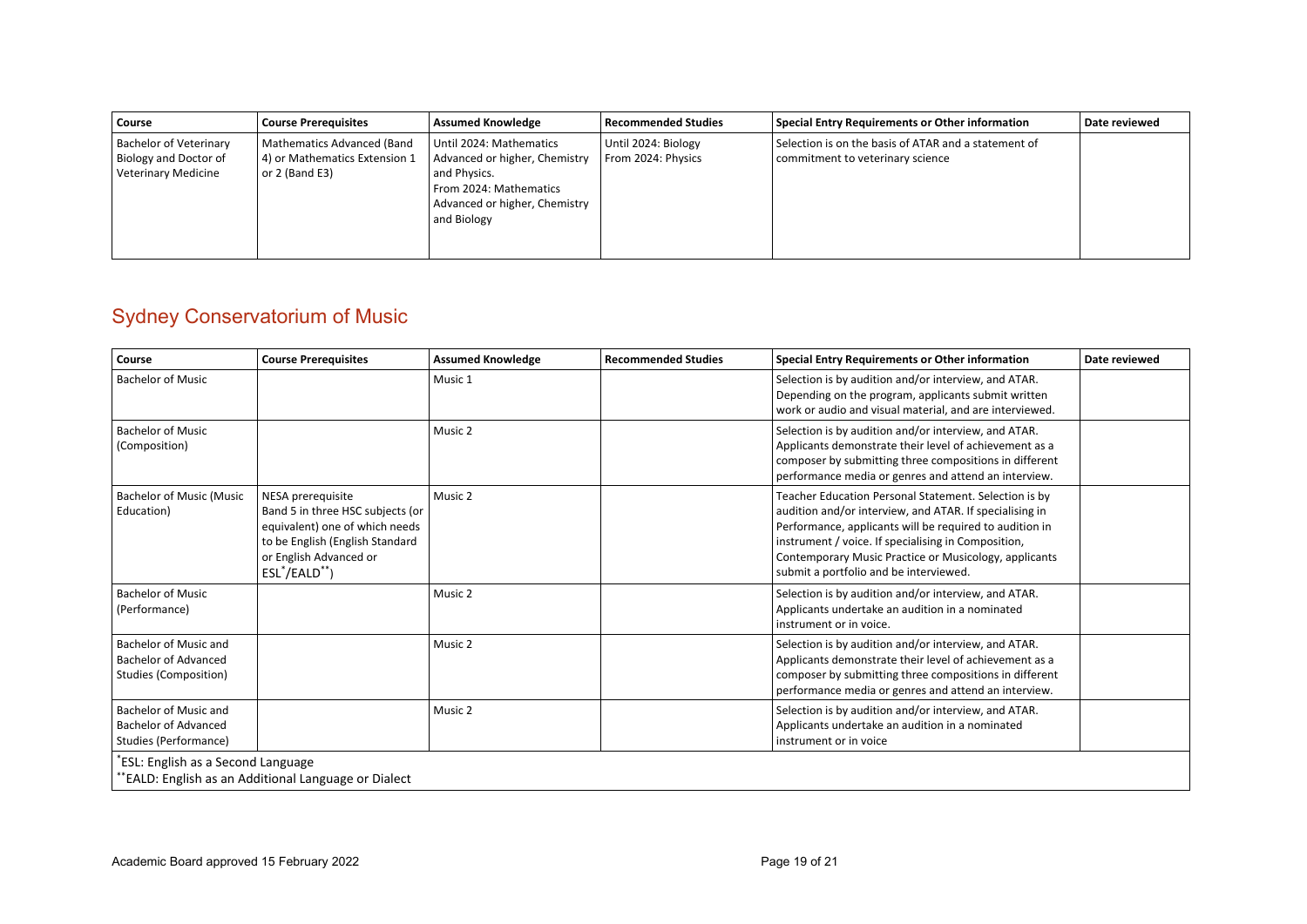| Course | Course Prerequisites | Assumed Knowledge | Recommended Studies | Special Entry Requirements or Other information | Date reviewed |
|---|---|---|---|---|---|
| Bachelor of Veterinary Biology and Doctor of Veterinary Medicine | Mathematics Advanced (Band 4) or Mathematics Extension 1 or 2 (Band E3) | Until 2024: Mathematics Advanced or higher, Chemistry and Physics. From 2024: Mathematics Advanced or higher, Chemistry and Biology | Until 2024: Biology From 2024: Physics | Selection is on the basis of ATAR and a statement of commitment to veterinary science | |

## Sydney Conservatorium of Music

| Course | Course Prerequisites | Assumed Knowledge | Recommended Studies | Special Entry Requirements or Other information | Date reviewed |
|---|---|---|---|---|---|
| Bachelor of Music | | Music 1 | | Selection is by audition and/or interview, and ATAR. Depending on the program, applicants submit written work or audio and visual material, and are interviewed. | |
| Bachelor of Music (Composition) | | Music 2 | | Selection is by audition and/or interview, and ATAR. Applicants demonstrate their level of achievement as a composer by submitting three compositions in different performance media or genres and attend an interview. | |
| Bachelor of Music (Music Education) | NESA prerequisite Band 5 in three HSC subjects (or equivalent) one of which needs to be English (English Standard or English Advanced or ESL*/EALD**) | Music 2 | | Teacher Education Personal Statement. Selection is by audition and/or interview, and ATAR. If specialising in Performance, applicants will be required to audition in instrument / voice. If specialising in Composition, Contemporary Music Practice or Musicology, applicants submit a portfolio and be interviewed. | |
| Bachelor of Music (Performance) | | Music 2 | | Selection is by audition and/or interview, and ATAR. Applicants undertake an audition in a nominated instrument or in voice. | |
| Bachelor of Music and Bachelor of Advanced Studies (Composition) | | Music 2 | | Selection is by audition and/or interview, and ATAR. Applicants demonstrate their level of achievement as a composer by submitting three compositions in different performance media or genres and attend an interview. | |
| Bachelor of Music and Bachelor of Advanced Studies (Performance) | | Music 2 | | Selection is by audition and/or interview, and ATAR. Applicants undertake an audition in a nominated instrument or in voice | |

*ESL: English as a Second Language
**EALD: English as an Additional Language or Dialect

Academic Board approved 15 February 2022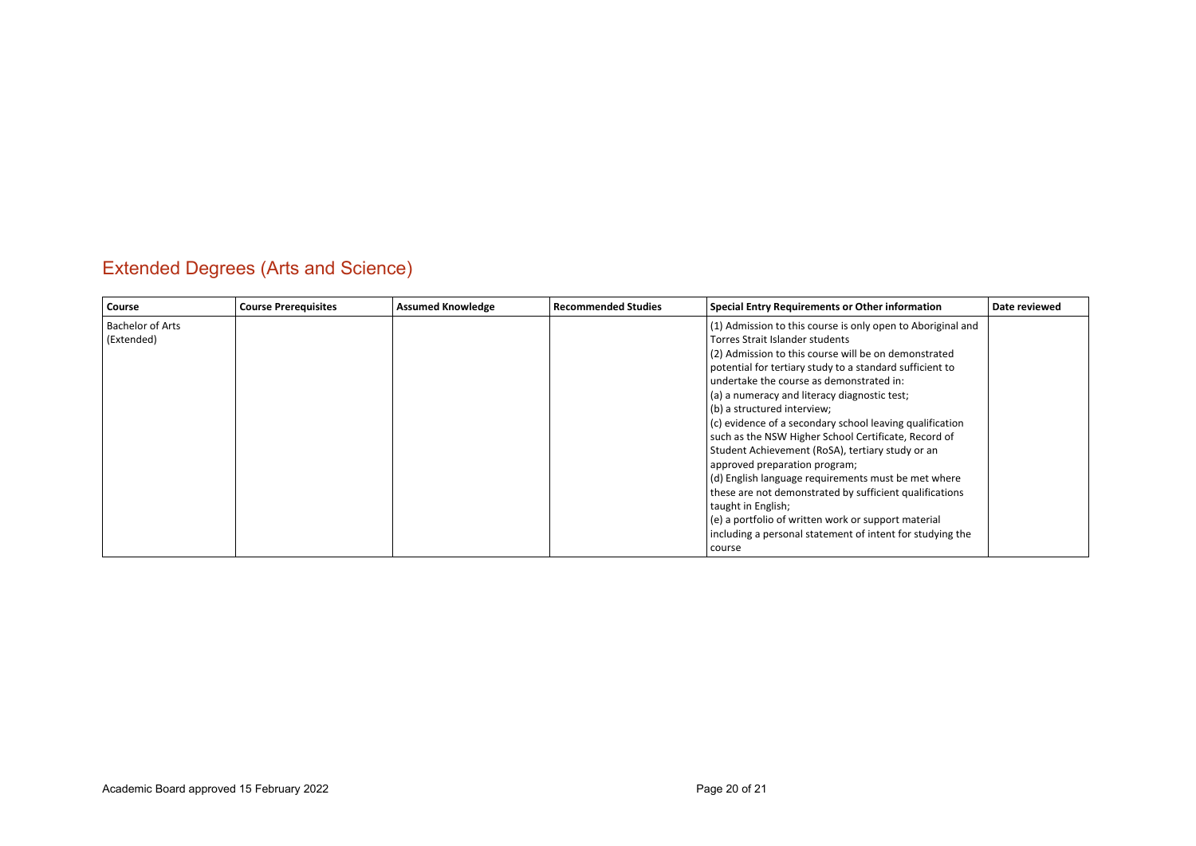## Extended Degrees (Arts and Science)

| Course | Course Prerequisites | Assumed Knowledge | Recommended Studies | Special Entry Requirements or Other information | Date reviewed |
|---|---|---|---|---|---|
| Bachelor of Arts (Extended) | | | | (1) Admission to this course is only open to Aboriginal and Torres Strait Islander students<br>(2) Admission to this course will be on demonstrated potential for tertiary study to a standard sufficient to undertake the course as demonstrated in:<br>(a) a numeracy and literacy diagnostic test;<br>(b) a structured interview;<br>(c) evidence of a secondary school leaving qualification such as the NSW Higher School Certificate, Record of Student Achievement (RoSA), tertiary study or an approved preparation program;<br>(d) English language requirements must be met where these are not demonstrated by sufficient qualifications taught in English;<br>(e) a portfolio of written work or support material including a personal statement of intent for studying the course | |

Academic Board approved 15 February 2022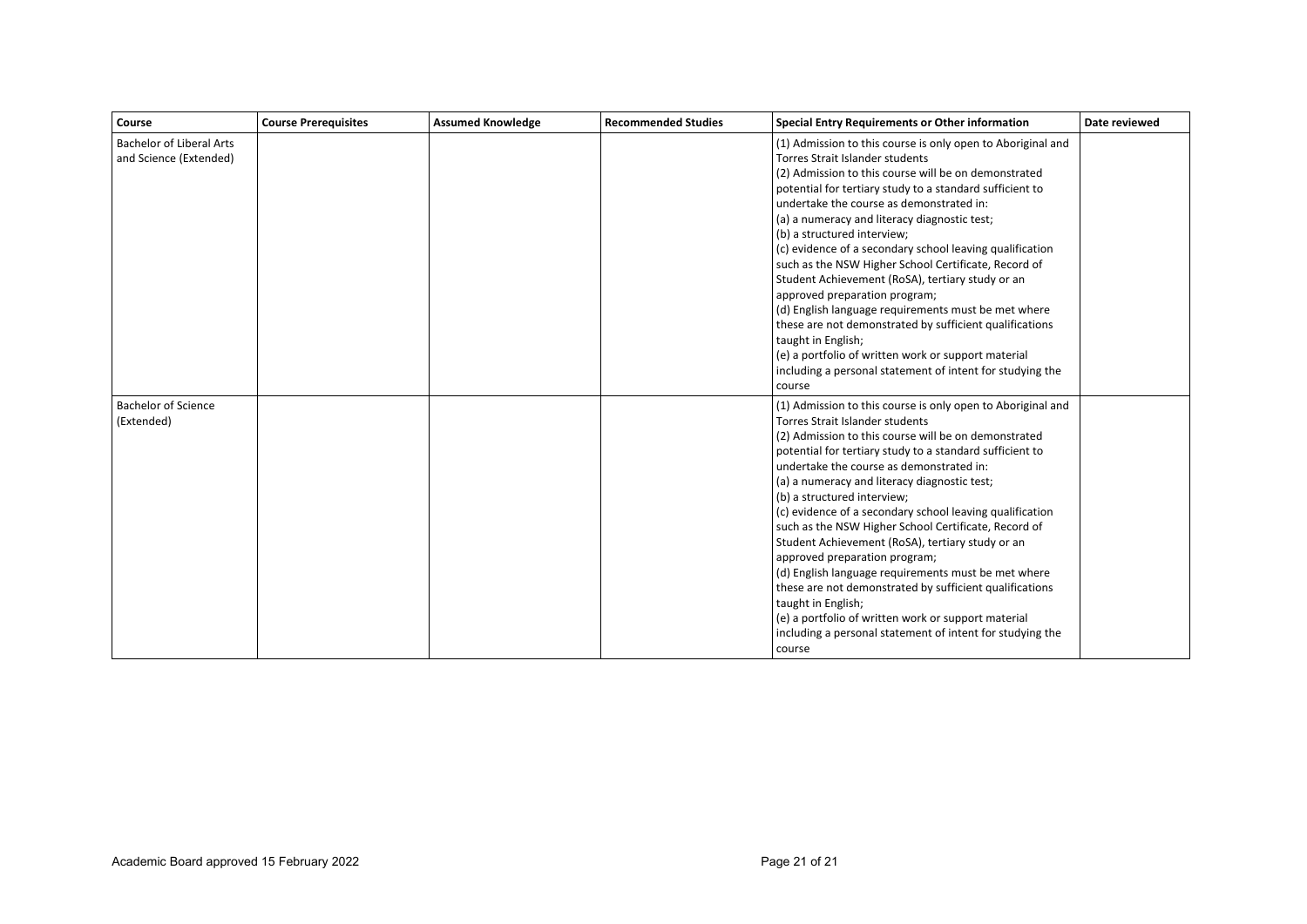| Course | Course Prerequisites | Assumed Knowledge | Recommended Studies | Special Entry Requirements or Other information | Date reviewed |
| --- | --- | --- | --- | --- | --- |
| Bachelor of Liberal Arts and Science (Extended) | | | | (1) Admission to this course is only open to Aboriginal and Torres Strait Islander students<br>(2) Admission to this course will be on demonstrated potential for tertiary study to a standard sufficient to undertake the course as demonstrated in:<br>(a) a numeracy and literacy diagnostic test;<br>(b) a structured interview;<br>(c) evidence of a secondary school leaving qualification such as the NSW Higher School Certificate, Record of Student Achievement (RoSA), tertiary study or an approved preparation program;<br>(d) English language requirements must be met where these are not demonstrated by sufficient qualifications taught in English;<br>(e) a portfolio of written work or support material including a personal statement of intent for studying the course | |
| Bachelor of Science (Extended) | | | | (1) Admission to this course is only open to Aboriginal and Torres Strait Islander students<br>(2) Admission to this course will be on demonstrated potential for tertiary study to a standard sufficient to undertake the course as demonstrated in:<br>(a) a numeracy and literacy diagnostic test;<br>(b) a structured interview;<br>(c) evidence of a secondary school leaving qualification such as the NSW Higher School Certificate, Record of Student Achievement (RoSA), tertiary study or an approved preparation program;<br>(d) English language requirements must be met where these are not demonstrated by sufficient qualifications taught in English;<br>(e) a portfolio of written work or support material including a personal statement of intent for studying the course | |

Academic Board approved 15 February 2022